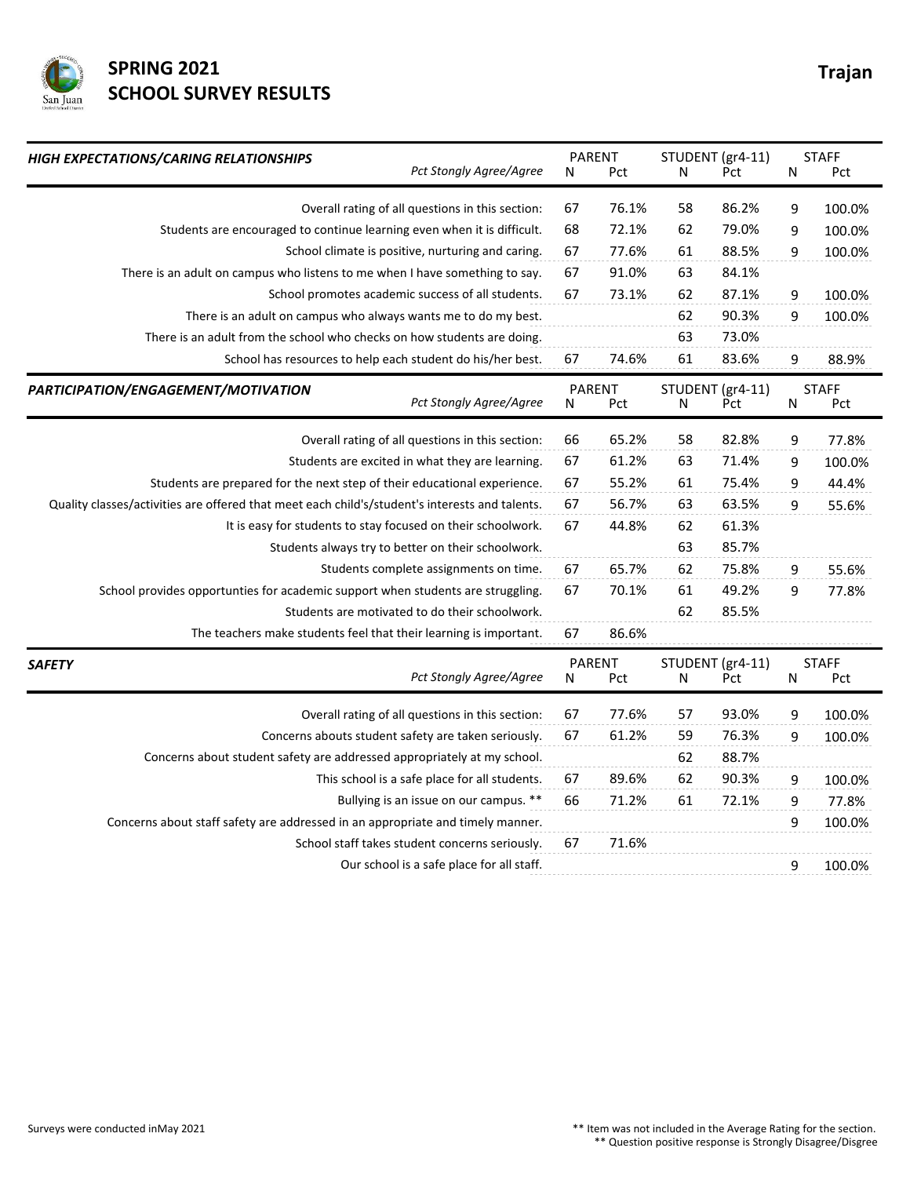# SPRING 2021 SCHOOL SURVEY RESULTS

**Trajan**

| *HIGH EXPECTATIONS/CARING RELATIONSHIPS* *Pct Stongly Agree/Agree* | PARENT | | STUDENT (gr4-11) | | STAFF | |
|---|---|---|---|---|---|---|
| | N | Pct | N | Pct | N | Pct |
| Overall rating of all questions in this section: | 67 | 76.1% | 58 | 86.2% | 9 | 100.0% |
| Students are encouraged to continue learning even when it is difficult. | 68 | 72.1% | 62 | 79.0% | 9 | 100.0% |
| School climate is positive, nurturing and caring. | 67 | 77.6% | 61 | 88.5% | 9 | 100.0% |
| There is an adult on campus who listens to me when I have something to say. | 67 | 91.0% | 63 | 84.1% | | |
| School promotes academic success of all students. | 67 | 73.1% | 62 | 87.1% | 9 | 100.0% |
| There is an adult on campus who always wants me to do my best. | | | 62 | 90.3% | 9 | 100.0% |
| There is an adult from the school who checks on how students are doing. | | | 63 | 73.0% | | |
| School has resources to help each student do his/her best. | 67 | 74.6% | 61 | 83.6% | 9 | 88.9% |

| *PARTICIPATION/ENGAGEMENT/MOTIVATION* *Pct Stongly Agree/Agree* | PARENT | | STUDENT (gr4-11) | | STAFF | |
|---|---|---|---|---|---|---|
| | N | Pct | N | Pct | N | Pct |
| Overall rating of all questions in this section: | 66 | 65.2% | 58 | 82.8% | 9 | 77.8% |
| Students are excited in what they are learning. | 67 | 61.2% | 63 | 71.4% | 9 | 100.0% |
| Students are prepared for the next step of their educational experience. | 67 | 55.2% | 61 | 75.4% | 9 | 44.4% |
| Quality classes/activities are offered that meet each child's/student's interests and talents. | 67 | 56.7% | 63 | 63.5% | 9 | 55.6% |
| It is easy for students to stay focused on their schoolwork. | 67 | 44.8% | 62 | 61.3% | | |
| Students always try to better on their schoolwork. | | | 63 | 85.7% | | |
| Students complete assignments on time. | 67 | 65.7% | 62 | 75.8% | 9 | 55.6% |
| School provides opportunties for academic support when students are struggling. | 67 | 70.1% | 61 | 49.2% | 9 | 77.8% |
| Students are motivated to do their schoolwork. | | | 62 | 85.5% | | |
| The teachers make students feel that their learning is important. | 67 | 86.6% | | | | |

| *SAFETY* *Pct Stongly Agree/Agree* | PARENT | | STUDENT (gr4-11) | | STAFF | |
|---|---|---|---|---|---|---|
| | N | Pct | N | Pct | N | Pct |
| Overall rating of all questions in this section: | 67 | 77.6% | 57 | 93.0% | 9 | 100.0% |
| Concerns abouts student safety are taken seriously. | 67 | 61.2% | 59 | 76.3% | 9 | 100.0% |
| Concerns about student safety are addressed appropriately at my school. | | | 62 | 88.7% | | |
| This school is a safe place for all students. | 67 | 89.6% | 62 | 90.3% | 9 | 100.0% |
| Bullying is an issue on our campus. ** | 66 | 71.2% | 61 | 72.1% | 9 | 77.8% |
| Concerns about staff safety are addressed in an appropriate and timely manner. | | | | | 9 | 100.0% |
| School staff takes student concerns seriously. | 67 | 71.6% | | | | |
| Our school is a safe place for all staff. | | | | | 9 | 100.0% |

Surveys were conducted inMay 2021

** Item was not included in the Average Rating for the section.
** Question positive response is Strongly Disagree/Disgree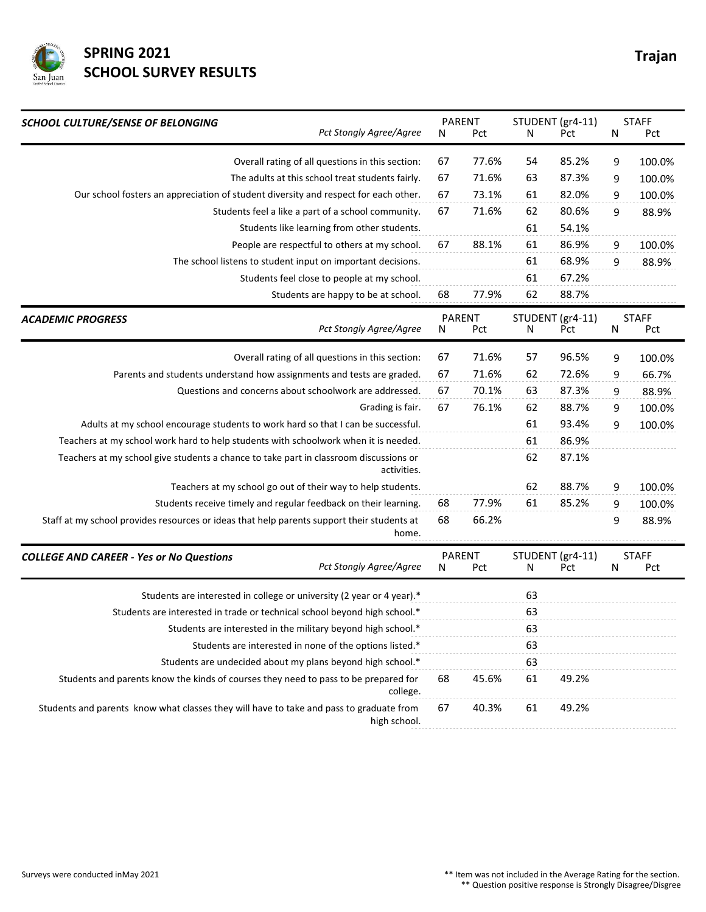# SPRING 2021 SCHOOL SURVEY RESULTS

**Trajan**

| ***SCHOOL CULTURE/SENSE OF BELONGING*** *Pct Stongly Agree/Agree* | PARENT N | PARENT Pct | STUDENT (gr4-11) N | STUDENT (gr4-11) Pct | STAFF N | STAFF Pct |
|---|---|---|---|---|---|---|
| Overall rating of all questions in this section: | 67 | 77.6% | 54 | 85.2% | 9 | 100.0% |
| The adults at this school treat students fairly. | 67 | 71.6% | 63 | 87.3% | 9 | 100.0% |
| Our school fosters an appreciation of student diversity and respect for each other. | 67 | 73.1% | 61 | 82.0% | 9 | 100.0% |
| Students feel a like a part of a school community. | 67 | 71.6% | 62 | 80.6% | 9 | 88.9% |
| Students like learning from other students. | | | 61 | 54.1% | | |
| People are respectful to others at my school. | 67 | 88.1% | 61 | 86.9% | 9 | 100.0% |
| The school listens to student input on important decisions. | | | 61 | 68.9% | 9 | 88.9% |
| Students feel close to people at my school. | | | 61 | 67.2% | | |
| Students are happy to be at school. | 68 | 77.9% | 62 | 88.7% | | |

| ***ACADEMIC PROGRESS*** *Pct Stongly Agree/Agree* | PARENT N | PARENT Pct | STUDENT (gr4-11) N | STUDENT (gr4-11) Pct | STAFF N | STAFF Pct |
|---|---|---|---|---|---|---|
| Overall rating of all questions in this section: | 67 | 71.6% | 57 | 96.5% | 9 | 100.0% |
| Parents and students understand how assignments and tests are graded. | 67 | 71.6% | 62 | 72.6% | 9 | 66.7% |
| Questions and concerns about schoolwork are addressed. | 67 | 70.1% | 63 | 87.3% | 9 | 88.9% |
| Grading is fair. | 67 | 76.1% | 62 | 88.7% | 9 | 100.0% |
| Adults at my school encourage students to work hard so that I can be successful. | | | 61 | 93.4% | 9 | 100.0% |
| Teachers at my school work hard to help students with schoolwork when it is needed. | | | 61 | 86.9% | | |
| Teachers at my school give students a chance to take part in classroom discussions or activities. | | | 62 | 87.1% | | |
| Teachers at my school go out of their way to help students. | | | 62 | 88.7% | 9 | 100.0% |
| Students receive timely and regular feedback on their learning. | 68 | 77.9% | 61 | 85.2% | 9 | 100.0% |
| Staff at my school provides resources or ideas that help parents support their students at home. | 68 | 66.2% | | | 9 | 88.9% |

| ***COLLEGE AND CAREER - Yes or No Questions*** *Pct Stongly Agree/Agree* | PARENT N | PARENT Pct | STUDENT (gr4-11) N | STUDENT (gr4-11) Pct | STAFF N | STAFF Pct |
|---|---|---|---|---|---|---|
| Students are interested in college or university (2 year or 4 year).* | | | 63 | | | |
| Students are interested in trade or technical school beyond high school.* | | | 63 | | | |
| Students are interested in the military beyond high school.* | | | 63 | | | |
| Students are interested in none of the options listed.* | | | 63 | | | |
| Students are undecided about my plans beyond high school.* | | | 63 | | | |
| Students and parents know the kinds of courses they need to pass to be prepared for college. | 68 | 45.6% | 61 | 49.2% | | |
| Students and parents know what classes they will have to take and pass to graduate from high school. | 67 | 40.3% | 61 | 49.2% | | |

Surveys were conducted inMay 2021

** Item was not included in the Average Rating for the section.
** Question positive response is Strongly Disagree/Disgree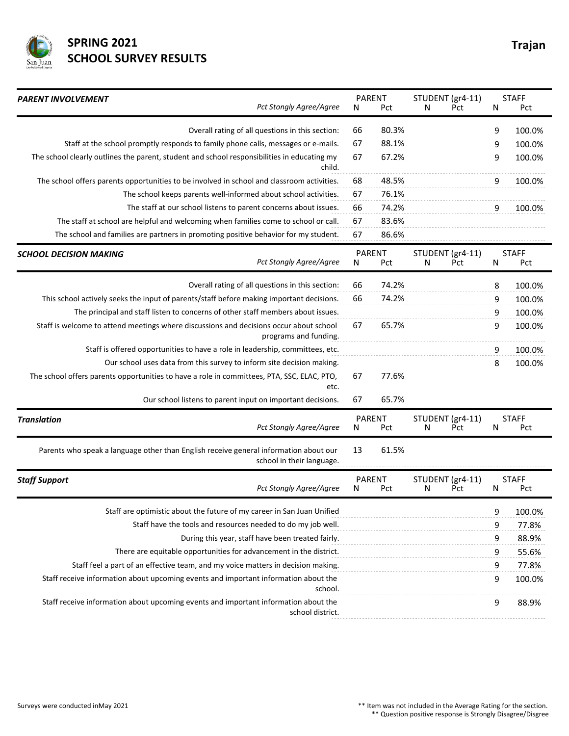# SPRING 2021
# SCHOOL SURVEY RESULTS

**Trajan**

| *PARENT INVOLVEMENT* *Pct Stongly Agree/Agree* | PARENT N | PARENT Pct | STUDENT (gr4-11) N | STUDENT (gr4-11) Pct | STAFF N | STAFF Pct |
|---|---|---|---|---|---|---|
| Overall rating of all questions in this section: | 66 | 80.3% | | | 9 | 100.0% |
| Staff at the school promptly responds to family phone calls, messages or e-mails. | 67 | 88.1% | | | 9 | 100.0% |
| The school clearly outlines the parent, student and school responsibilities in educating my child. | 67 | 67.2% | | | 9 | 100.0% |
| The school offers parents opportunities to be involved in school and classroom activities. | 68 | 48.5% | | | 9 | 100.0% |
| The school keeps parents well-informed about school activities. | 67 | 76.1% | | | | |
| The staff at our school listens to parent concerns about issues. | 66 | 74.2% | | | 9 | 100.0% |
| The staff at school are helpful and welcoming when families come to school or call. | 67 | 83.6% | | | | |
| The school and families are partners in promoting positive behavior for my student. | 67 | 86.6% | | | | |

| *SCHOOL DECISION MAKING* *Pct Stongly Agree/Agree* | PARENT N | PARENT Pct | STUDENT (gr4-11) N | STUDENT (gr4-11) Pct | STAFF N | STAFF Pct |
|---|---|---|---|---|---|---|
| Overall rating of all questions in this section: | 66 | 74.2% | | | 8 | 100.0% |
| This school actively seeks the input of parents/staff before making important decisions. | 66 | 74.2% | | | 9 | 100.0% |
| The principal and staff listen to concerns of other staff members about issues. | | | | | 9 | 100.0% |
| Staff is welcome to attend meetings where discussions and decisions occur about school programs and funding. | 67 | 65.7% | | | 9 | 100.0% |
| Staff is offered opportunities to have a role in leadership, committees, etc. | | | | | 9 | 100.0% |
| Our school uses data from this survey to inform site decision making. | | | | | 8 | 100.0% |
| The school offers parents opportunities to have a role in committees, PTA, SSC, ELAC, PTO, etc. | 67 | 77.6% | | | | |
| Our school listens to parent input on important decisions. | 67 | 65.7% | | | | |

| *Translation* *Pct Stongly Agree/Agree* | PARENT N | PARENT Pct | STUDENT (gr4-11) N | STUDENT (gr4-11) Pct | STAFF N | STAFF Pct |
|---|---|---|---|---|---|---|
| Parents who speak a language other than English receive general information about our school in their language. | 13 | 61.5% | | | | |

| *Staff Support* *Pct Stongly Agree/Agree* | PARENT N | PARENT Pct | STUDENT (gr4-11) N | STUDENT (gr4-11) Pct | STAFF N | STAFF Pct |
|---|---|---|---|---|---|---|
| Staff are optimistic about the future of my career in San Juan Unified | | | | | 9 | 100.0% |
| Staff have the tools and resources needed to do my job well. | | | | | 9 | 77.8% |
| During this year, staff have been treated fairly. | | | | | 9 | 88.9% |
| There are equitable opportunities for advancement in the district. | | | | | 9 | 55.6% |
| Staff feel a part of an effective team, and my voice matters in decision making. | | | | | 9 | 77.8% |
| Staff receive information about upcoming events and important information about the school. | | | | | 9 | 100.0% |
| Staff receive information about upcoming events and important information about the school district. | | | | | 9 | 88.9% |

Surveys were conducted inMay 2021

** Item was not included in the Average Rating for the section.
** Question positive response is Strongly Disagree/Disgree